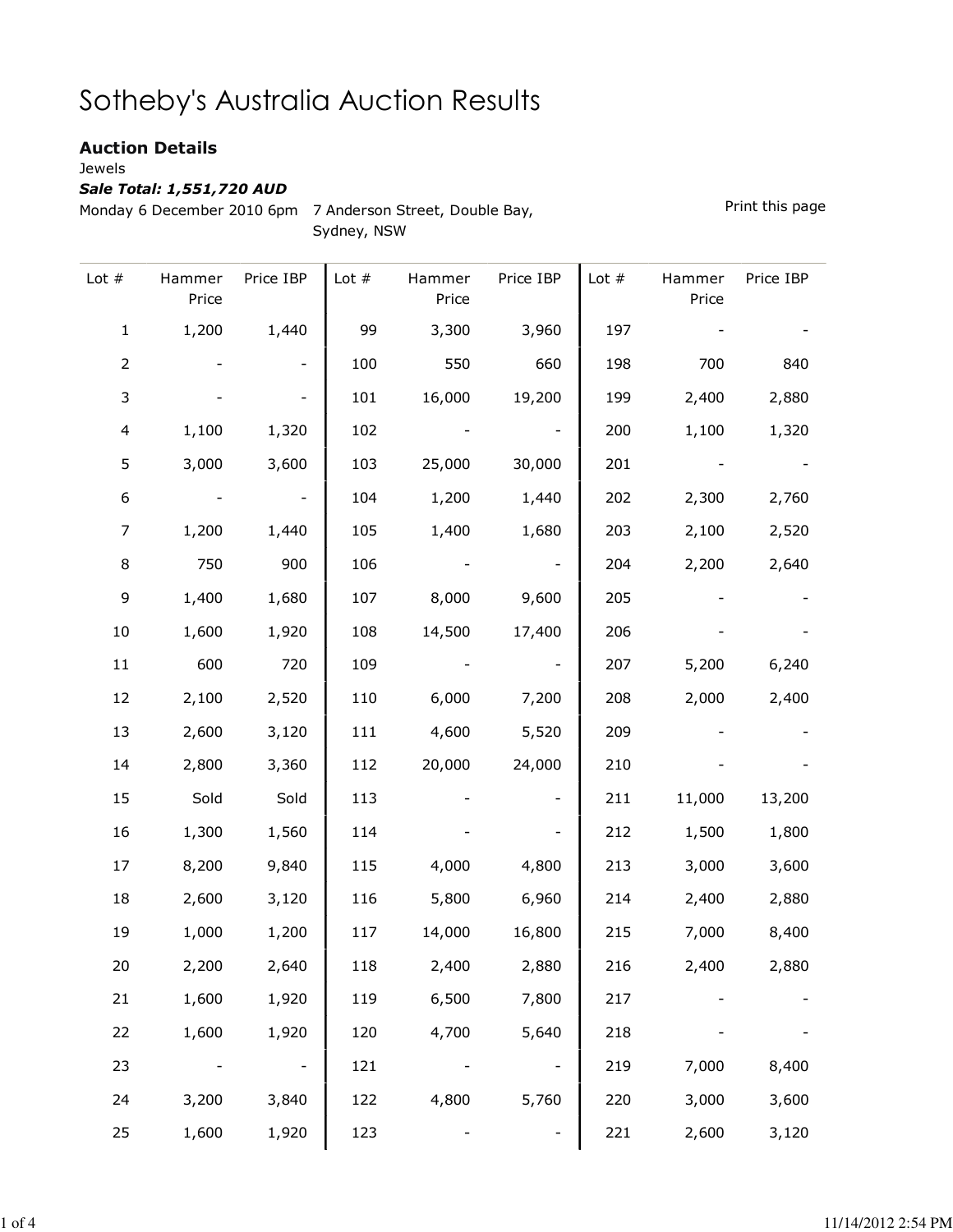# Sotheby's Australia Auction Results

## Auction Details

Jewels

***Sale Total: 1,551,720 AUD***

Monday 6 December 2010 6pm   7 Anderson Street, Double Bay, Sydney, NSW

Print this page

| Lot # | Hammer Price | Price IBP | Lot # | Hammer Price | Price IBP | Lot # | Hammer Price | Price IBP |
|---|---|---|---|---|---|---|---|---|
| 1 | 1,200 | 1,440 | 99 | 3,300 | 3,960 | 197 | - | - |
| 2 | - | - | 100 | 550 | 660 | 198 | 700 | 840 |
| 3 | - | - | 101 | 16,000 | 19,200 | 199 | 2,400 | 2,880 |
| 4 | 1,100 | 1,320 | 102 | - | - | 200 | 1,100 | 1,320 |
| 5 | 3,000 | 3,600 | 103 | 25,000 | 30,000 | 201 | - | - |
| 6 | - | - | 104 | 1,200 | 1,440 | 202 | 2,300 | 2,760 |
| 7 | 1,200 | 1,440 | 105 | 1,400 | 1,680 | 203 | 2,100 | 2,520 |
| 8 | 750 | 900 | 106 | - | - | 204 | 2,200 | 2,640 |
| 9 | 1,400 | 1,680 | 107 | 8,000 | 9,600 | 205 | - | - |
| 10 | 1,600 | 1,920 | 108 | 14,500 | 17,400 | 206 | - | - |
| 11 | 600 | 720 | 109 | - | - | 207 | 5,200 | 6,240 |
| 12 | 2,100 | 2,520 | 110 | 6,000 | 7,200 | 208 | 2,000 | 2,400 |
| 13 | 2,600 | 3,120 | 111 | 4,600 | 5,520 | 209 | - | - |
| 14 | 2,800 | 3,360 | 112 | 20,000 | 24,000 | 210 | - | - |
| 15 | Sold | Sold | 113 | - | - | 211 | 11,000 | 13,200 |
| 16 | 1,300 | 1,560 | 114 | - | - | 212 | 1,500 | 1,800 |
| 17 | 8,200 | 9,840 | 115 | 4,000 | 4,800 | 213 | 3,000 | 3,600 |
| 18 | 2,600 | 3,120 | 116 | 5,800 | 6,960 | 214 | 2,400 | 2,880 |
| 19 | 1,000 | 1,200 | 117 | 14,000 | 16,800 | 215 | 7,000 | 8,400 |
| 20 | 2,200 | 2,640 | 118 | 2,400 | 2,880 | 216 | 2,400 | 2,880 |
| 21 | 1,600 | 1,920 | 119 | 6,500 | 7,800 | 217 | - | - |
| 22 | 1,600 | 1,920 | 120 | 4,700 | 5,640 | 218 | - | - |
| 23 | - | - | 121 | - | - | 219 | 7,000 | 8,400 |
| 24 | 3,200 | 3,840 | 122 | 4,800 | 5,760 | 220 | 3,000 | 3,600 |
| 25 | 1,600 | 1,920 | 123 | - | - | 221 | 2,600 | 3,120 |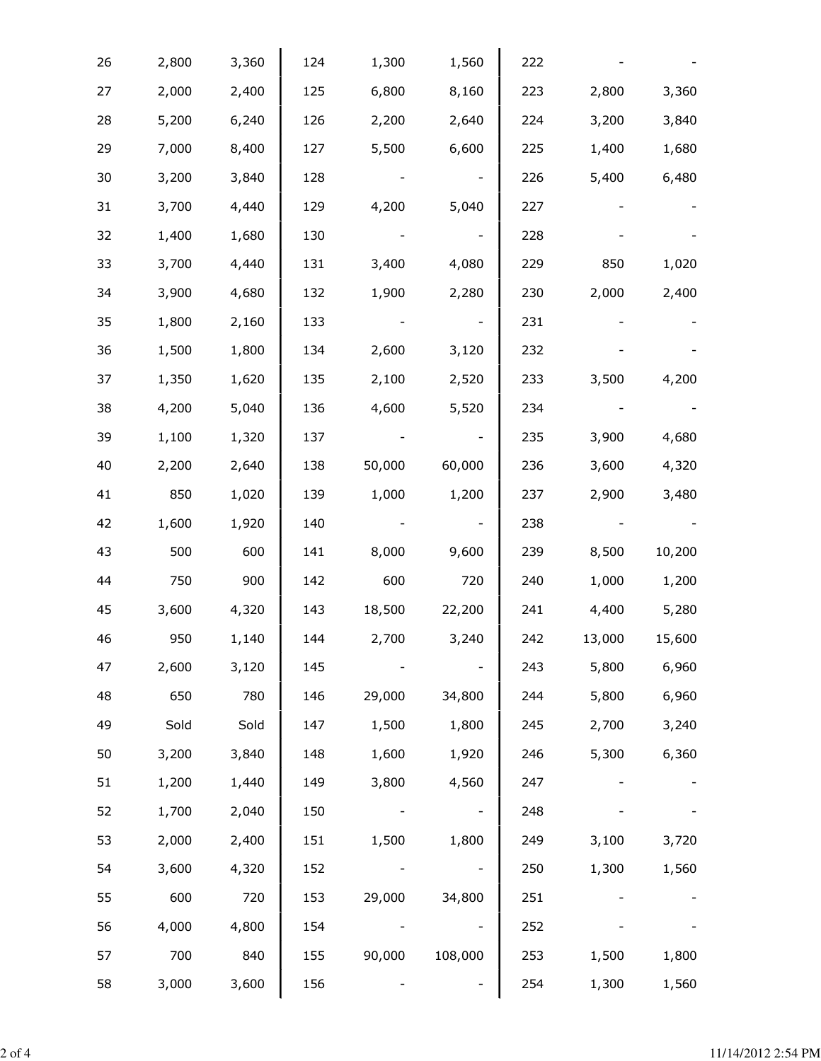| | | | | | | | | |
|---|---|---|---|---|---|---|---|---|
| 26 | 2,800 | 3,360 | 124 | 1,300 | 1,560 | 222 | - | - |
| 27 | 2,000 | 2,400 | 125 | 6,800 | 8,160 | 223 | 2,800 | 3,360 |
| 28 | 5,200 | 6,240 | 126 | 2,200 | 2,640 | 224 | 3,200 | 3,840 |
| 29 | 7,000 | 8,400 | 127 | 5,500 | 6,600 | 225 | 1,400 | 1,680 |
| 30 | 3,200 | 3,840 | 128 | - | - | 226 | 5,400 | 6,480 |
| 31 | 3,700 | 4,440 | 129 | 4,200 | 5,040 | 227 | - | - |
| 32 | 1,400 | 1,680 | 130 | - | - | 228 | - | - |
| 33 | 3,700 | 4,440 | 131 | 3,400 | 4,080 | 229 | 850 | 1,020 |
| 34 | 3,900 | 4,680 | 132 | 1,900 | 2,280 | 230 | 2,000 | 2,400 |
| 35 | 1,800 | 2,160 | 133 | - | - | 231 | - | - |
| 36 | 1,500 | 1,800 | 134 | 2,600 | 3,120 | 232 | - | - |
| 37 | 1,350 | 1,620 | 135 | 2,100 | 2,520 | 233 | 3,500 | 4,200 |
| 38 | 4,200 | 5,040 | 136 | 4,600 | 5,520 | 234 | - | - |
| 39 | 1,100 | 1,320 | 137 | - | - | 235 | 3,900 | 4,680 |
| 40 | 2,200 | 2,640 | 138 | 50,000 | 60,000 | 236 | 3,600 | 4,320 |
| 41 | 850 | 1,020 | 139 | 1,000 | 1,200 | 237 | 2,900 | 3,480 |
| 42 | 1,600 | 1,920 | 140 | - | - | 238 | - | - |
| 43 | 500 | 600 | 141 | 8,000 | 9,600 | 239 | 8,500 | 10,200 |
| 44 | 750 | 900 | 142 | 600 | 720 | 240 | 1,000 | 1,200 |
| 45 | 3,600 | 4,320 | 143 | 18,500 | 22,200 | 241 | 4,400 | 5,280 |
| 46 | 950 | 1,140 | 144 | 2,700 | 3,240 | 242 | 13,000 | 15,600 |
| 47 | 2,600 | 3,120 | 145 | - | - | 243 | 5,800 | 6,960 |
| 48 | 650 | 780 | 146 | 29,000 | 34,800 | 244 | 5,800 | 6,960 |
| 49 | Sold | Sold | 147 | 1,500 | 1,800 | 245 | 2,700 | 3,240 |
| 50 | 3,200 | 3,840 | 148 | 1,600 | 1,920 | 246 | 5,300 | 6,360 |
| 51 | 1,200 | 1,440 | 149 | 3,800 | 4,560 | 247 | - | - |
| 52 | 1,700 | 2,040 | 150 | - | - | 248 | - | - |
| 53 | 2,000 | 2,400 | 151 | 1,500 | 1,800 | 249 | 3,100 | 3,720 |
| 54 | 3,600 | 4,320 | 152 | - | - | 250 | 1,300 | 1,560 |
| 55 | 600 | 720 | 153 | 29,000 | 34,800 | 251 | - | - |
| 56 | 4,000 | 4,800 | 154 | - | - | 252 | - | - |
| 57 | 700 | 840 | 155 | 90,000 | 108,000 | 253 | 1,500 | 1,800 |
| 58 | 3,000 | 3,600 | 156 | - | - | 254 | 1,300 | 1,560 |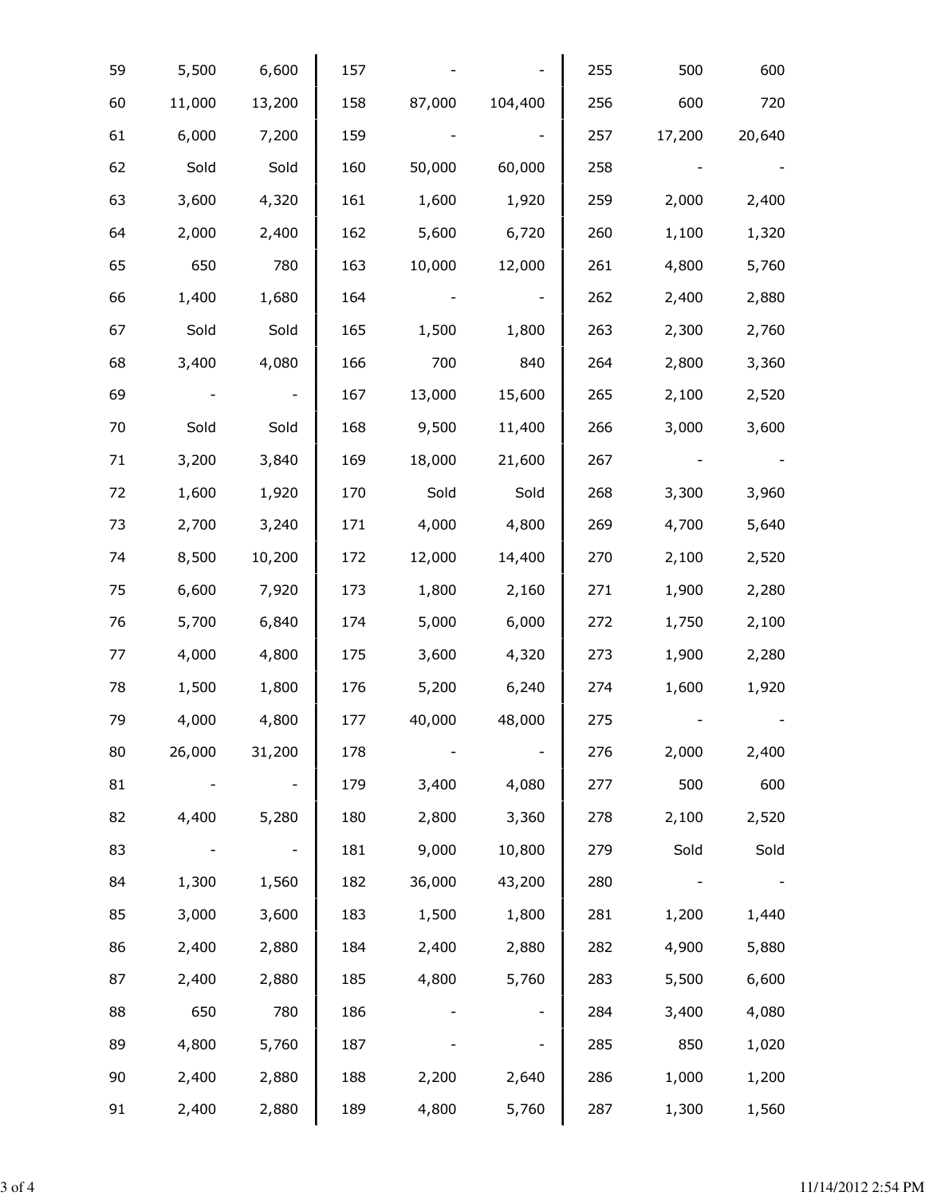| | | | | | | | | |
|---|---|---|---|---|---|---|---|---|
| 59 | 5,500 | 6,600 | 157 | - | - | 255 | 500 | 600 |
| 60 | 11,000 | 13,200 | 158 | 87,000 | 104,400 | 256 | 600 | 720 |
| 61 | 6,000 | 7,200 | 159 | - | - | 257 | 17,200 | 20,640 |
| 62 | Sold | Sold | 160 | 50,000 | 60,000 | 258 | - | - |
| 63 | 3,600 | 4,320 | 161 | 1,600 | 1,920 | 259 | 2,000 | 2,400 |
| 64 | 2,000 | 2,400 | 162 | 5,600 | 6,720 | 260 | 1,100 | 1,320 |
| 65 | 650 | 780 | 163 | 10,000 | 12,000 | 261 | 4,800 | 5,760 |
| 66 | 1,400 | 1,680 | 164 | - | - | 262 | 2,400 | 2,880 |
| 67 | Sold | Sold | 165 | 1,500 | 1,800 | 263 | 2,300 | 2,760 |
| 68 | 3,400 | 4,080 | 166 | 700 | 840 | 264 | 2,800 | 3,360 |
| 69 | - | - | 167 | 13,000 | 15,600 | 265 | 2,100 | 2,520 |
| 70 | Sold | Sold | 168 | 9,500 | 11,400 | 266 | 3,000 | 3,600 |
| 71 | 3,200 | 3,840 | 169 | 18,000 | 21,600 | 267 | - | - |
| 72 | 1,600 | 1,920 | 170 | Sold | Sold | 268 | 3,300 | 3,960 |
| 73 | 2,700 | 3,240 | 171 | 4,000 | 4,800 | 269 | 4,700 | 5,640 |
| 74 | 8,500 | 10,200 | 172 | 12,000 | 14,400 | 270 | 2,100 | 2,520 |
| 75 | 6,600 | 7,920 | 173 | 1,800 | 2,160 | 271 | 1,900 | 2,280 |
| 76 | 5,700 | 6,840 | 174 | 5,000 | 6,000 | 272 | 1,750 | 2,100 |
| 77 | 4,000 | 4,800 | 175 | 3,600 | 4,320 | 273 | 1,900 | 2,280 |
| 78 | 1,500 | 1,800 | 176 | 5,200 | 6,240 | 274 | 1,600 | 1,920 |
| 79 | 4,000 | 4,800 | 177 | 40,000 | 48,000 | 275 | - | - |
| 80 | 26,000 | 31,200 | 178 | - | - | 276 | 2,000 | 2,400 |
| 81 | - | - | 179 | 3,400 | 4,080 | 277 | 500 | 600 |
| 82 | 4,400 | 5,280 | 180 | 2,800 | 3,360 | 278 | 2,100 | 2,520 |
| 83 | - | - | 181 | 9,000 | 10,800 | 279 | Sold | Sold |
| 84 | 1,300 | 1,560 | 182 | 36,000 | 43,200 | 280 | - | - |
| 85 | 3,000 | 3,600 | 183 | 1,500 | 1,800 | 281 | 1,200 | 1,440 |
| 86 | 2,400 | 2,880 | 184 | 2,400 | 2,880 | 282 | 4,900 | 5,880 |
| 87 | 2,400 | 2,880 | 185 | 4,800 | 5,760 | 283 | 5,500 | 6,600 |
| 88 | 650 | 780 | 186 | - | - | 284 | 3,400 | 4,080 |
| 89 | 4,800 | 5,760 | 187 | - | - | 285 | 850 | 1,020 |
| 90 | 2,400 | 2,880 | 188 | 2,200 | 2,640 | 286 | 1,000 | 1,200 |
| 91 | 2,400 | 2,880 | 189 | 4,800 | 5,760 | 287 | 1,300 | 1,560 |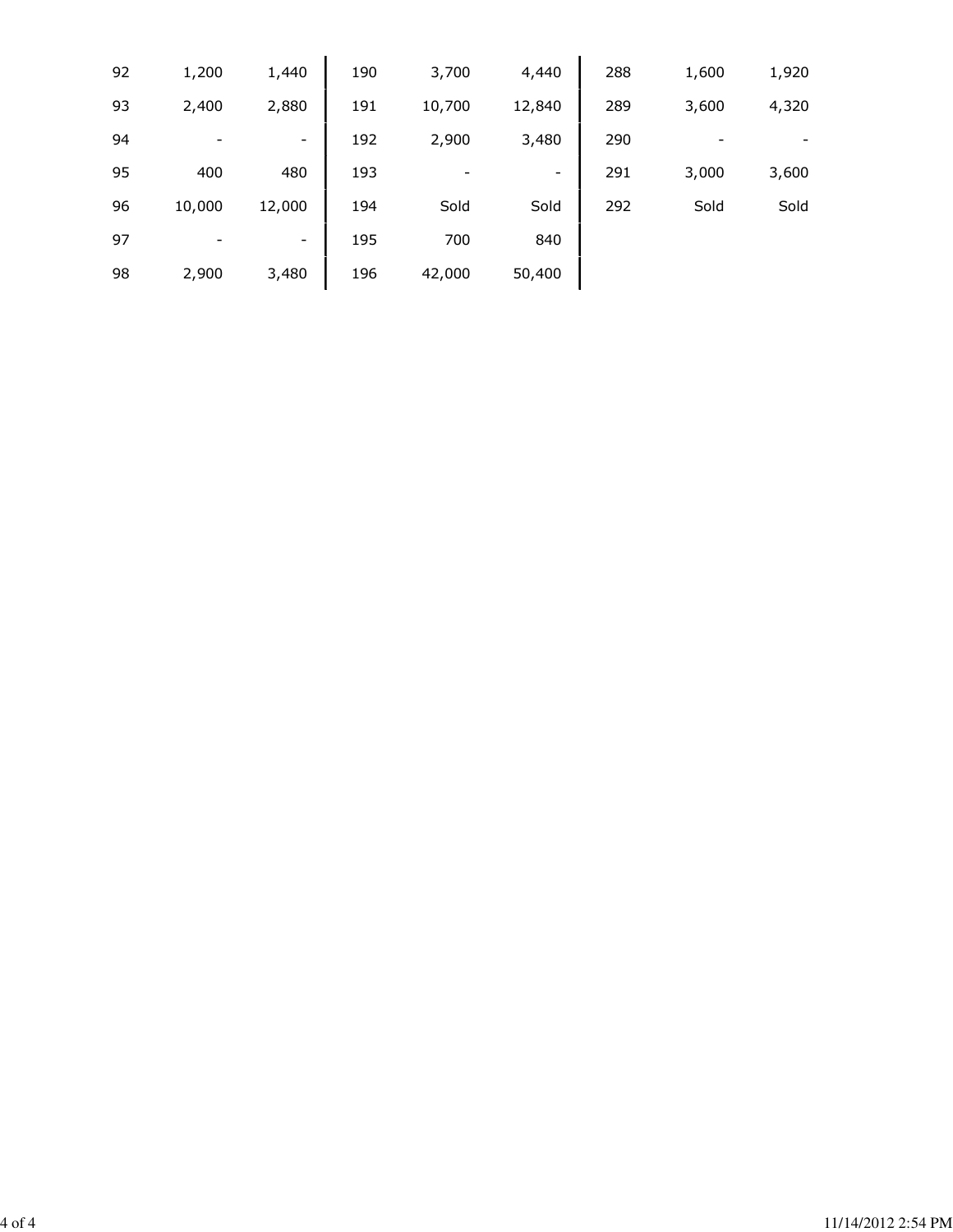| | | | | | | | | |
|---|---|---|---|---|---|---|---|---|
| 92 | 1,200 | 1,440 | 190 | 3,700 | 4,440 | 288 | 1,600 | 1,920 |
| 93 | 2,400 | 2,880 | 191 | 10,700 | 12,840 | 289 | 3,600 | 4,320 |
| 94 | - | - | 192 | 2,900 | 3,480 | 290 | - | - |
| 95 | 400 | 480 | 193 | - | - | 291 | 3,000 | 3,600 |
| 96 | 10,000 | 12,000 | 194 | Sold | Sold | 292 | Sold | Sold |
| 97 | - | - | 195 | 700 | 840 | | | |
| 98 | 2,900 | 3,480 | 196 | 42,000 | 50,400 | | | |